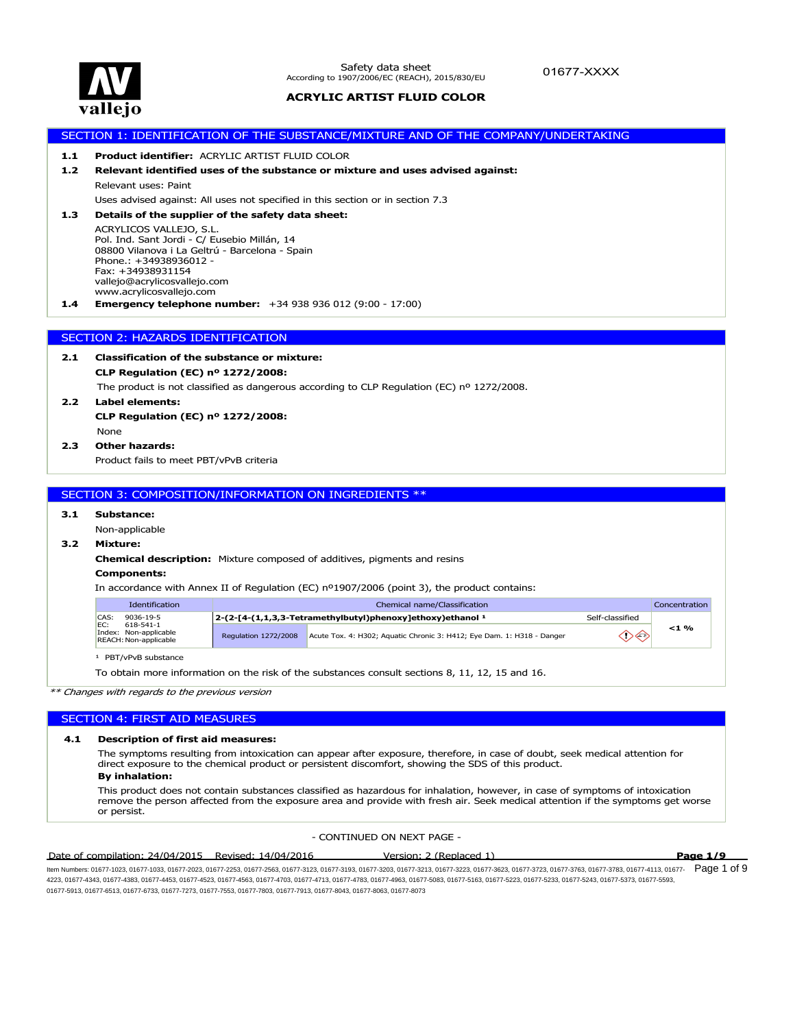Safety data sheet
According to 1907/2006/EC (REACH), 2015/830/EU

01677-XXXX

# ACRYLIC ARTIST FLUID COLOR

## SECTION 1: IDENTIFICATION OF THE SUBSTANCE/MIXTURE AND OF THE COMPANY/UNDERTAKING

**1.1 Product identifier:** ACRYLIC ARTIST FLUID COLOR

**1.2 Relevant identified uses of the substance or mixture and uses advised against:**

Relevant uses: Paint

Uses advised against: All uses not specified in this section or in section 7.3

**1.3 Details of the supplier of the safety data sheet:**

ACRYLICOS VALLEJO, S.L.
Pol. Ind. Sant Jordi - C/ Eusebio Millán, 14
08800 Vilanova i La Geltrú - Barcelona - Spain
Phone.: +34938936012 -
Fax: +34938931154
vallejo@acrylicosvallejo.com
www.acrylicosvallejo.com

**1.4 Emergency telephone number:** +34 938 936 012 (9:00 - 17:00)

## SECTION 2: HAZARDS IDENTIFICATION

**2.1 Classification of the substance or mixture:**

**CLP Regulation (EC) nº 1272/2008:**

The product is not classified as dangerous according to CLP Regulation (EC) nº 1272/2008.

**2.2 Label elements:**

**CLP Regulation (EC) nº 1272/2008:**

None

**2.3 Other hazards:**

Product fails to meet PBT/vPvB criteria

## SECTION 3: COMPOSITION/INFORMATION ON INGREDIENTS **

**3.1 Substance:**

Non-applicable

**3.2 Mixture:**

**Chemical description:** Mixture composed of additives, pigments and resins

**Components:**

In accordance with Annex II of Regulation (EC) nº1907/2006 (point 3), the product contains:

| Identification | Chemical name/Classification | | Concentration |
|---|---|---|---|
| CAS: 9036-19-5<br>EC: 618-541-1<br>Index: Non-applicable<br>REACH: Non-applicable | 2-(2-[4-(1,1,3,3-Tetramethylbutyl)phenoxy]ethoxy)ethanol [1] | Self-classified | <1 % |
| | Regulation 1272/2008 | Acute Tox. 4: H302; Aquatic Chronic 3: H412; Eye Dam. 1: H318 - Danger | |

[1] PBT/vPvB substance

To obtain more information on the risk of the substances consult sections 8, 11, 12, 15 and 16.

*** Changes with regards to the previous version*

## SECTION 4: FIRST AID MEASURES

**4.1 Description of first aid measures:**

The symptoms resulting from intoxication can appear after exposure, therefore, in case of doubt, seek medical attention for direct exposure to the chemical product or persistent discomfort, showing the SDS of this product.

**By inhalation:**

This product does not contain substances classified as hazardous for inhalation, however, in case of symptoms of intoxication remove the person affected from the exposure area and provide with fresh air. Seek medical attention if the symptoms get worse or persist.

- CONTINUED ON NEXT PAGE -

Date of compilation: 24/04/2015 Revised: 14/04/2016 Version: 2 (Replaced 1)

Item Numbers: 01677-1023, 01677-1033, 01677-2023, 01677-2253, 01677-2563, 01677-3123, 01677-3193, 01677-3203, 01677-3213, 01677-3223, 01677-3623, 01677-3723, 01677-3763, 01677-3783, 01677-4113, 01677-4223, 01677-4343, 01677-4383, 01677-4453, 01677-4523, 01677-4563, 01677-4703, 01677-4713, 01677-4783, 01677-4963, 01677-5083, 01677-5163, 01677-5223, 01677-5233, 01677-5243, 01677-5373, 01677-5593, 01677-5913, 01677-6513, 01677-6733, 01677-7273, 01677-7553, 01677-7803, 01677-7913, 01677-8043, 01677-8063, 01677-8073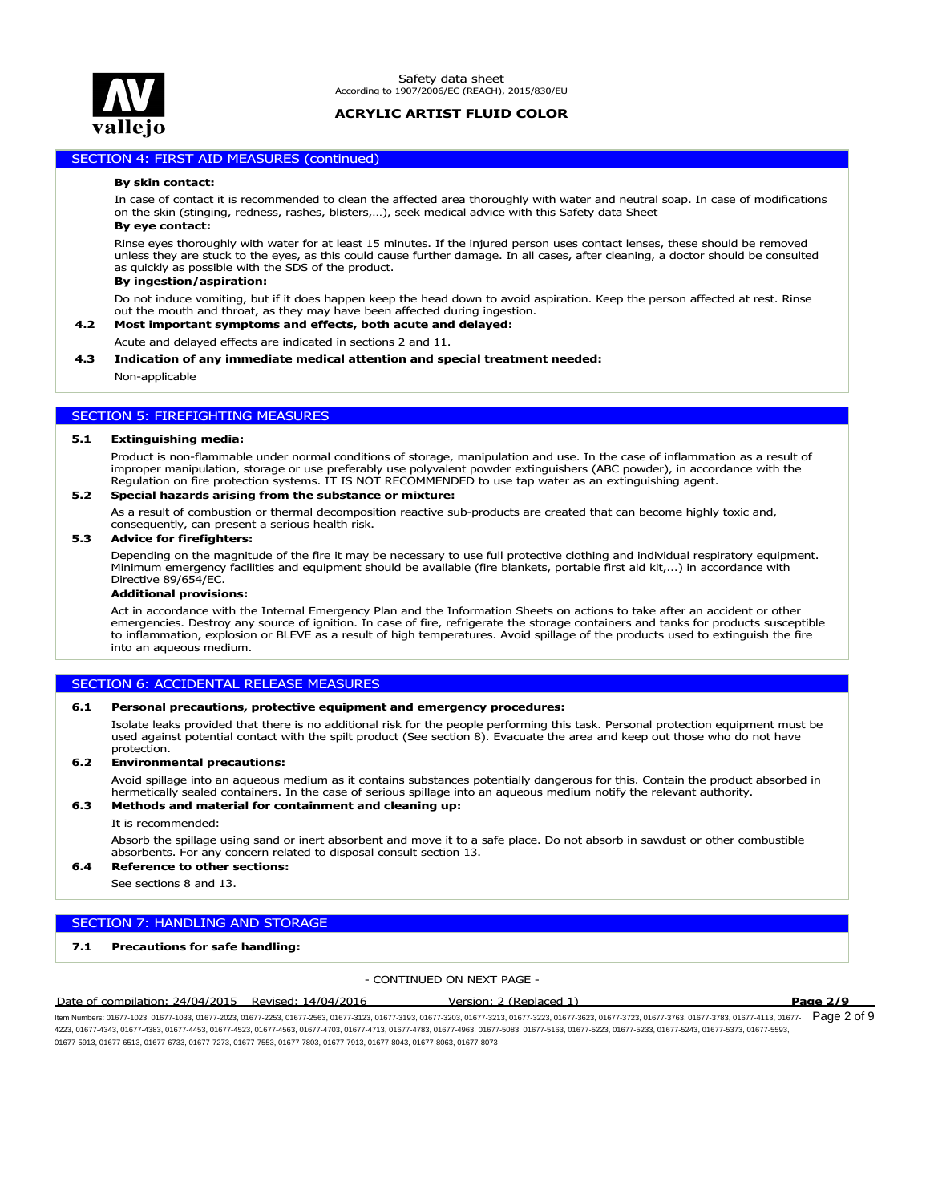## SECTION 4: FIRST AID MEASURES (continued)

**By skin contact:**

In case of contact it is recommended to clean the affected area thoroughly with water and neutral soap. In case of modifications on the skin (stinging, redness, rashes, blisters,…), seek medical advice with this Safety data Sheet

**By eye contact:**

Rinse eyes thoroughly with water for at least 15 minutes. If the injured person uses contact lenses, these should be removed unless they are stuck to the eyes, as this could cause further damage. In all cases, after cleaning, a doctor should be consulted as quickly as possible with the SDS of the product.

**By ingestion/aspiration:**

Do not induce vomiting, but if it does happen keep the head down to avoid aspiration. Keep the person affected at rest. Rinse out the mouth and throat, as they may have been affected during ingestion.

**4.2 Most important symptoms and effects, both acute and delayed:**

Acute and delayed effects are indicated in sections 2 and 11.

**4.3 Indication of any immediate medical attention and special treatment needed:**

Non-applicable

## SECTION 5: FIREFIGHTING MEASURES

**5.1 Extinguishing media:**

Product is non-flammable under normal conditions of storage, manipulation and use. In the case of inflammation as a result of improper manipulation, storage or use preferably use polyvalent powder extinguishers (ABC powder), in accordance with the Regulation on fire protection systems. IT IS NOT RECOMMENDED to use tap water as an extinguishing agent.

**5.2 Special hazards arising from the substance or mixture:**

As a result of combustion or thermal decomposition reactive sub-products are created that can become highly toxic and, consequently, can present a serious health risk.

**5.3 Advice for firefighters:**

Depending on the magnitude of the fire it may be necessary to use full protective clothing and individual respiratory equipment. Minimum emergency facilities and equipment should be available (fire blankets, portable first aid kit,...) in accordance with Directive 89/654/EC.

**Additional provisions:**

Act in accordance with the Internal Emergency Plan and the Information Sheets on actions to take after an accident or other emergencies. Destroy any source of ignition. In case of fire, refrigerate the storage containers and tanks for products susceptible to inflammation, explosion or BLEVE as a result of high temperatures. Avoid spillage of the products used to extinguish the fire into an aqueous medium.

## SECTION 6: ACCIDENTAL RELEASE MEASURES

**6.1 Personal precautions, protective equipment and emergency procedures:**

Isolate leaks provided that there is no additional risk for the people performing this task. Personal protection equipment must be used against potential contact with the spilt product (See section 8). Evacuate the area and keep out those who do not have protection.

**6.2 Environmental precautions:**

Avoid spillage into an aqueous medium as it contains substances potentially dangerous for this. Contain the product absorbed in hermetically sealed containers. In the case of serious spillage into an aqueous medium notify the relevant authority.

**6.3 Methods and material for containment and cleaning up:**

It is recommended:

Absorb the spillage using sand or inert absorbent and move it to a safe place. Do not absorb in sawdust or other combustible absorbents. For any concern related to disposal consult section 13.

**6.4 Reference to other sections:**

See sections 8 and 13.

## SECTION 7: HANDLING AND STORAGE

**7.1 Precautions for safe handling:**

- CONTINUED ON NEXT PAGE -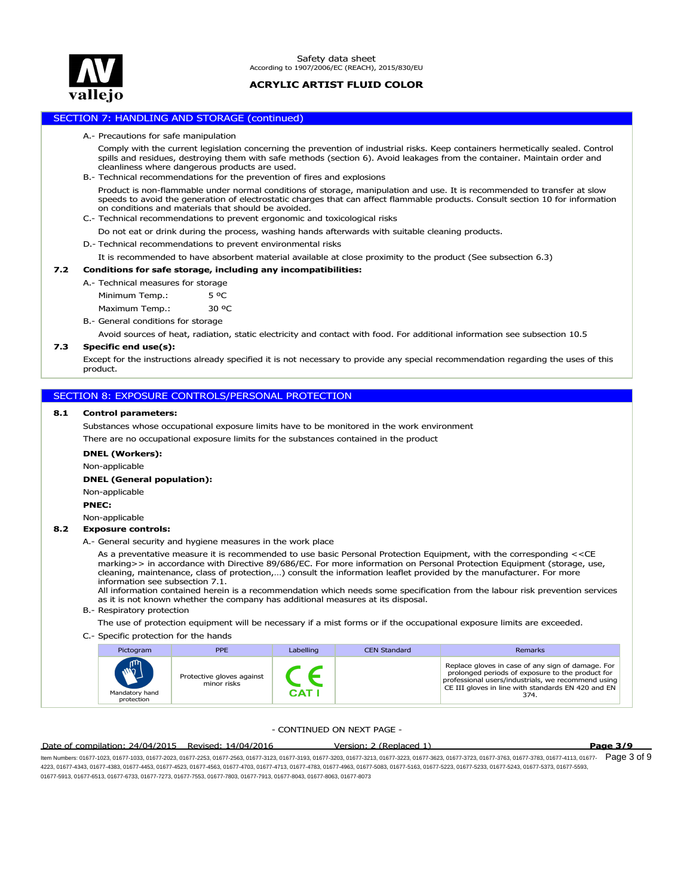## SECTION 7: HANDLING AND STORAGE (continued)

A.- Precautions for safe manipulation

Comply with the current legislation concerning the prevention of industrial risks. Keep containers hermetically sealed. Control spills and residues, destroying them with safe methods (section 6). Avoid leakages from the container. Maintain order and cleanliness where dangerous products are used.

B.- Technical recommendations for the prevention of fires and explosions

Product is non-flammable under normal conditions of storage, manipulation and use. It is recommended to transfer at slow speeds to avoid the generation of electrostatic charges that can affect flammable products. Consult section 10 for information on conditions and materials that should be avoided.

C.- Technical recommendations to prevent ergonomic and toxicological risks

Do not eat or drink during the process, washing hands afterwards with suitable cleaning products.

D.- Technical recommendations to prevent environmental risks

It is recommended to have absorbent material available at close proximity to the product (See subsection 6.3)

**7.2 Conditions for safe storage, including any incompatibilities:**

A.- Technical measures for storage

Minimum Temp.: 5 ºC

Maximum Temp.: 30 ºC

B.- General conditions for storage

Avoid sources of heat, radiation, static electricity and contact with food. For additional information see subsection 10.5

**7.3 Specific end use(s):**

Except for the instructions already specified it is not necessary to provide any special recommendation regarding the uses of this product.

## SECTION 8: EXPOSURE CONTROLS/PERSONAL PROTECTION

**8.1 Control parameters:**

Substances whose occupational exposure limits have to be monitored in the work environment

There are no occupational exposure limits for the substances contained in the product

**DNEL (Workers):**

Non-applicable

**DNEL (General population):**

Non-applicable

**PNEC:**

Non-applicable

**8.2 Exposure controls:**

A.- General security and hygiene measures in the work place

As a preventative measure it is recommended to use basic Personal Protection Equipment, with the corresponding <<CE marking>> in accordance with Directive 89/686/EC. For more information on Personal Protection Equipment (storage, use, cleaning, maintenance, class of protection,…) consult the information leaflet provided by the manufacturer. For more information see subsection 7.1.

All information contained herein is a recommendation which needs some specification from the labour risk prevention services as it is not known whether the company has additional measures at its disposal.

B.- Respiratory protection

The use of protection equipment will be necessary if a mist forms or if the occupational exposure limits are exceeded.

C.- Specific protection for the hands

| Pictogram | PPE | Labelling | CEN Standard | Remarks |
|---|---|---|---|---|
| Mandatory hand protection | Protective gloves against minor risks | CE CAT I | | Replace gloves in case of any sign of damage. For prolonged periods of exposure to the product for professional users/industrials, we recommend using CE III gloves in line with standards EN 420 and EN 374. |

- CONTINUED ON NEXT PAGE -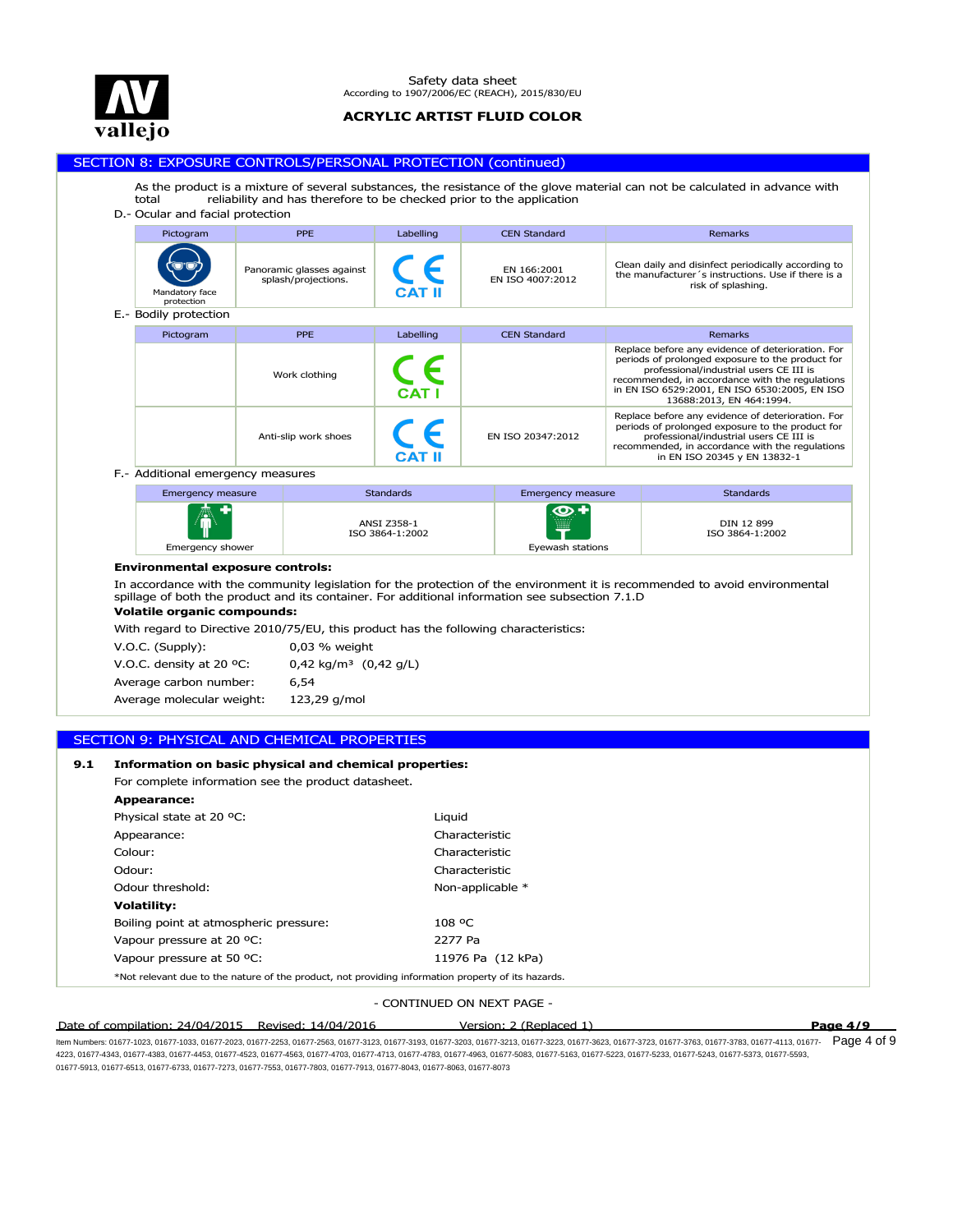## SECTION 8: EXPOSURE CONTROLS/PERSONAL PROTECTION (continued)

As the product is a mixture of several substances, the resistance of the glove material can not be calculated in advance with total reliability and has therefore to be checked prior to the application

D.- Ocular and facial protection

| Pictogram | PPE | Labelling | CEN Standard | Remarks |
|---|---|---|---|---|
| Mandatory face protection | Panoramic glasses against splash/projections. | CE CAT II | EN 166:2001<br>EN ISO 4007:2012 | Clean daily and disinfect periodically according to the manufacturer´s instructions. Use if there is a risk of splashing. |

E.- Bodily protection

| Pictogram | PPE | Labelling | CEN Standard | Remarks |
|---|---|---|---|---|
| | Work clothing | CE CAT I | | Replace before any evidence of deterioration. For periods of prolonged exposure to the product for professional/industrial users CE III is recommended, in accordance with the regulations in EN ISO 6529:2001, EN ISO 6530:2005, EN ISO 13688:2013, EN 464:1994. |
| | Anti-slip work shoes | CE CAT II | EN ISO 20347:2012 | Replace before any evidence of deterioration. For periods of prolonged exposure to the product for professional/industrial users CE III is recommended, in accordance with the regulations in EN ISO 20345 y EN 13832-1 |

F.- Additional emergency measures

| Emergency measure | Standards | Emergency measure | Standards |
|---|---|---|---|
| Emergency shower | ANSI Z358-1<br>ISO 3864-1:2002 | Eyewash stations | DIN 12 899<br>ISO 3864-1:2002 |

**Environmental exposure controls:**

In accordance with the community legislation for the protection of the environment it is recommended to avoid environmental spillage of both the product and its container. For additional information see subsection 7.1.D

**Volatile organic compounds:**

With regard to Directive 2010/75/EU, this product has the following characteristics:

| | |
|---|---|
| V.O.C. (Supply): | 0,03 % weight |
| V.O.C. density at 20 ºC: | 0,42 kg/m³ (0,42 g/L) |
| Average carbon number: | 6,54 |
| Average molecular weight: | 123,29 g/mol |

## SECTION 9: PHYSICAL AND CHEMICAL PROPERTIES

**9.1 Information on basic physical and chemical properties:**

For complete information see the product datasheet.

**Appearance:**

| | |
|---|---|
| Physical state at 20 ºC: | Liquid |
| Appearance: | Characteristic |
| Colour: | Characteristic |
| Odour: | Characteristic |
| Odour threshold: | Non-applicable * |

**Volatility:**

| | |
|---|---|
| Boiling point at atmospheric pressure: | 108 ºC |
| Vapour pressure at 20 ºC: | 2277 Pa |
| Vapour pressure at 50 ºC: | 11976 Pa (12 kPa) |

*Not relevant due to the nature of the product, not providing information property of its hazards.

- CONTINUED ON NEXT PAGE -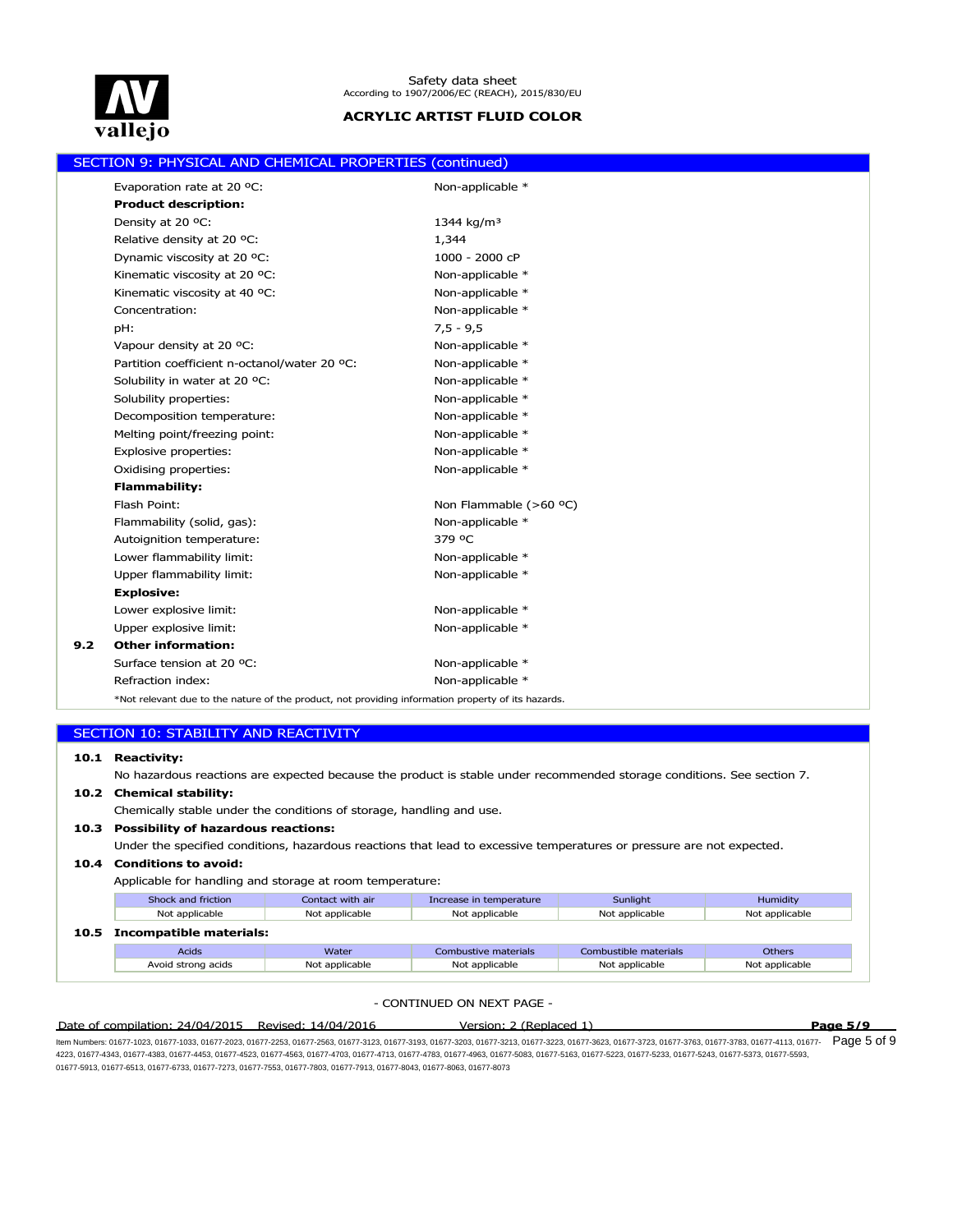## SECTION 9: PHYSICAL AND CHEMICAL PROPERTIES (continued)

| | |
|---|---|
| Evaporation rate at 20 ºC: | Non-applicable * |
| **Product description:** | |
| Density at 20 ºC: | 1344 kg/m³ |
| Relative density at 20 ºC: | 1,344 |
| Dynamic viscosity at 20 ºC: | 1000 - 2000 cP |
| Kinematic viscosity at 20 ºC: | Non-applicable * |
| Kinematic viscosity at 40 ºC: | Non-applicable * |
| Concentration: | Non-applicable * |
| pH: | 7,5 - 9,5 |
| Vapour density at 20 ºC: | Non-applicable * |
| Partition coefficient n-octanol/water 20 ºC: | Non-applicable * |
| Solubility in water at 20 ºC: | Non-applicable * |
| Solubility properties: | Non-applicable * |
| Decomposition temperature: | Non-applicable * |
| Melting point/freezing point: | Non-applicable * |
| Explosive properties: | Non-applicable * |
| Oxidising properties: | Non-applicable * |
| **Flammability:** | |
| Flash Point: | Non Flammable (>60 ºC) |
| Flammability (solid, gas): | Non-applicable * |
| Autoignition temperature: | 379 ºC |
| Lower flammability limit: | Non-applicable * |
| Upper flammability limit: | Non-applicable * |
| **Explosive:** | |
| Lower explosive limit: | Non-applicable * |
| Upper explosive limit: | Non-applicable * |

**9.2 Other information:**

| | |
|---|---|
| Surface tension at 20 ºC: | Non-applicable * |
| Refraction index: | Non-applicable * |

*Not relevant due to the nature of the product, not providing information property of its hazards.

## SECTION 10: STABILITY AND REACTIVITY

**10.1 Reactivity:**

No hazardous reactions are expected because the product is stable under recommended storage conditions. See section 7.

**10.2 Chemical stability:**

Chemically stable under the conditions of storage, handling and use.

**10.3 Possibility of hazardous reactions:**

Under the specified conditions, hazardous reactions that lead to excessive temperatures or pressure are not expected.

**10.4 Conditions to avoid:**

Applicable for handling and storage at room temperature:

| Shock and friction | Contact with air | Increase in temperature | Sunlight | Humidity |
|---|---|---|---|---|
| Not applicable | Not applicable | Not applicable | Not applicable | Not applicable |

**10.5 Incompatible materials:**

| Acids | Water | Combustive materials | Combustible materials | Others |
|---|---|---|---|---|
| Avoid strong acids | Not applicable | Not applicable | Not applicable | Not applicable |

- CONTINUED ON NEXT PAGE -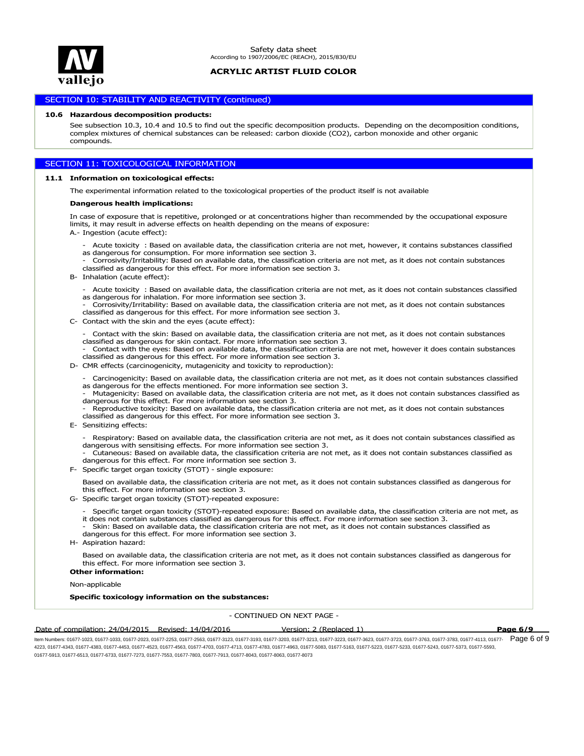## SECTION 10: STABILITY AND REACTIVITY (continued)

**10.6 Hazardous decomposition products:**

See subsection 10.3, 10.4 and 10.5 to find out the specific decomposition products. Depending on the decomposition conditions, complex mixtures of chemical substances can be released: carbon dioxide ($CO_2$), carbon monoxide and other organic compounds.

## SECTION 11: TOXICOLOGICAL INFORMATION

**11.1 Information on toxicological effects:**

The experimental information related to the toxicological properties of the product itself is not available

**Dangerous health implications:**

In case of exposure that is repetitive, prolonged or at concentrations higher than recommended by the occupational exposure limits, it may result in adverse effects on health depending on the means of exposure:

A.- Ingestion (acute effect):

- Acute toxicity : Based on available data, the classification criteria are not met, however, it contains substances classified as dangerous for consumption. For more information see section 3.
- Corrosivity/Irritability: Based on available data, the classification criteria are not met, as it does not contain substances classified as dangerous for this effect. For more information see section 3.

B- Inhalation (acute effect):

- Acute toxicity : Based on available data, the classification criteria are not met, as it does not contain substances classified as dangerous for inhalation. For more information see section 3.
- Corrosivity/Irritability: Based on available data, the classification criteria are not met, as it does not contain substances classified as dangerous for this effect. For more information see section 3.

C- Contact with the skin and the eyes (acute effect):

- Contact with the skin: Based on available data, the classification criteria are not met, as it does not contain substances classified as dangerous for skin contact. For more information see section 3.
- Contact with the eyes: Based on available data, the classification criteria are not met, however it does contain substances classified as dangerous for this effect. For more information see section 3.

D- CMR effects (carcinogenicity, mutagenicity and toxicity to reproduction):

- Carcinogenicity: Based on available data, the classification criteria are not met, as it does not contain substances classified as dangerous for the effects mentioned. For more information see section 3.
- Mutagenicity: Based on available data, the classification criteria are not met, as it does not contain substances classified as dangerous for this effect. For more information see section 3.
- Reproductive toxicity: Based on available data, the classification criteria are not met, as it does not contain substances classified as dangerous for this effect. For more information see section 3.

E- Sensitizing effects:

- Respiratory: Based on available data, the classification criteria are not met, as it does not contain substances classified as dangerous with sensitising effects. For more information see section 3.
- Cutaneous: Based on available data, the classification criteria are not met, as it does not contain substances classified as dangerous for this effect. For more information see section 3.

F- Specific target organ toxicity (STOT) - single exposure:

Based on available data, the classification criteria are not met, as it does not contain substances classified as dangerous for this effect. For more information see section 3.

G- Specific target organ toxicity (STOT)-repeated exposure:

- Specific target organ toxicity (STOT)-repeated exposure: Based on available data, the classification criteria are not met, as it does not contain substances classified as dangerous for this effect. For more information see section 3.
- Skin: Based on available data, the classification criteria are not met, as it does not contain substances classified as dangerous for this effect. For more information see section 3.

H- Aspiration hazard:

Based on available data, the classification criteria are not met, as it does not contain substances classified as dangerous for this effect. For more information see section 3.

**Other information:**

Non-applicable

**Specific toxicology information on the substances:**

- CONTINUED ON NEXT PAGE -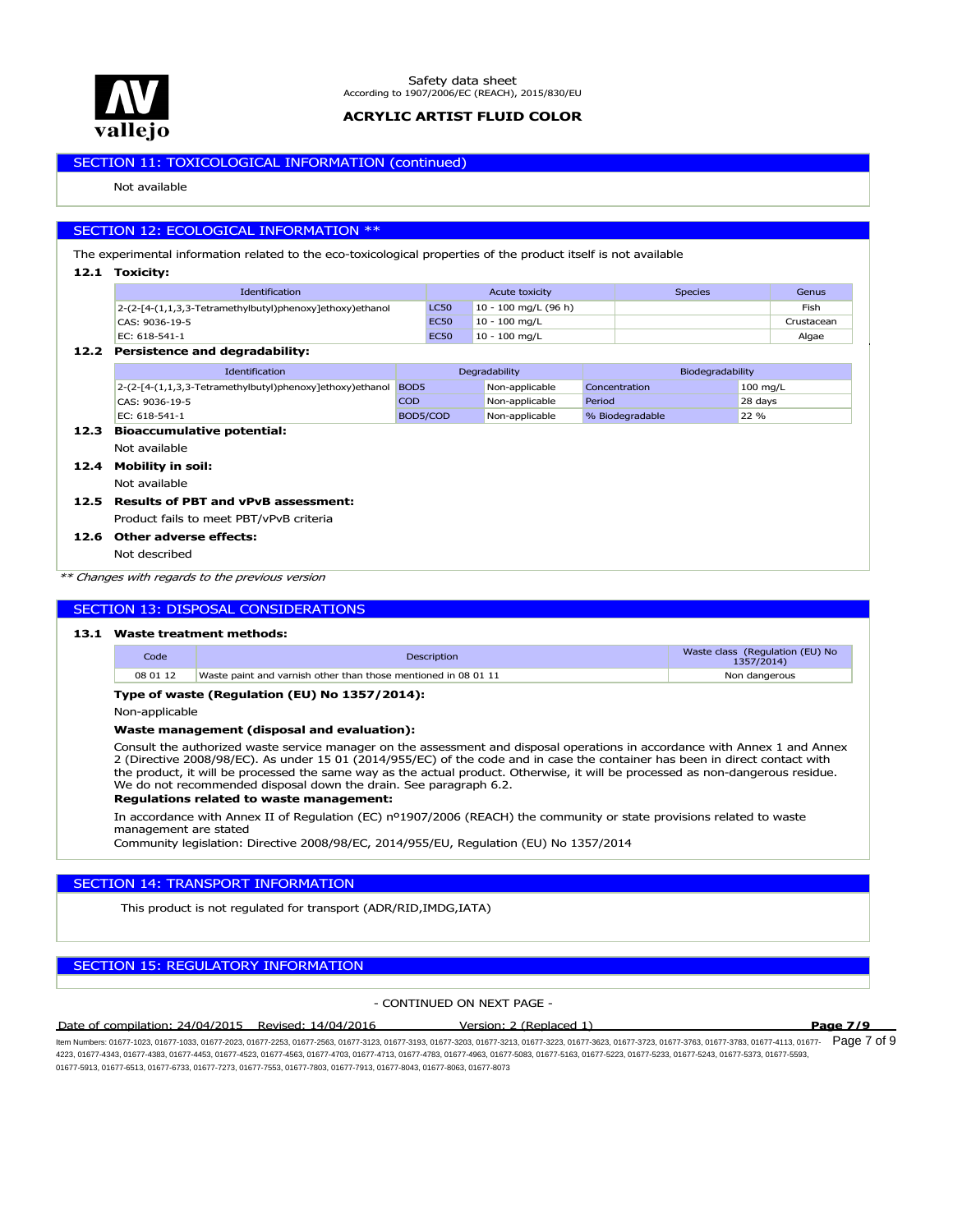## SECTION 11: TOXICOLOGICAL INFORMATION (continued)

Not available

## SECTION 12: ECOLOGICAL INFORMATION **

The experimental information related to the eco-toxicological properties of the product itself is not available

### 12.1 Toxicity:

| Identification | Acute toxicity | | Species | Genus |
|---|---|---|---|---|
| 2-(2-[4-(1,1,3,3-Tetramethylbutyl)phenoxy]ethoxy)ethanol | LC50 | 10 - 100 mg/L (96 h) | | Fish |
| CAS: 9036-19-5 | EC50 | 10 - 100 mg/L | | Crustacean |
| EC: 618-541-1 | EC50 | 10 - 100 mg/L | | Algae |

### 12.2 Persistence and degradability:

| Identification | Degradability | | Biodegradability | |
|---|---|---|---|---|
| 2-(2-[4-(1,1,3,3-Tetramethylbutyl)phenoxy]ethoxy)ethanol | BOD5 | Non-applicable | Concentration | 100 mg/L |
| CAS: 9036-19-5 | COD | Non-applicable | Period | 28 days |
| EC: 618-541-1 | BOD5/COD | Non-applicable | % Biodegradable | 22 % |

### 12.3 Bioaccumulative potential:

Not available

### 12.4 Mobility in soil:

Not available

### 12.5 Results of PBT and vPvB assessment:

Product fails to meet PBT/vPvB criteria

### 12.6 Other adverse effects:

Not described

*** Changes with regards to the previous version*

## SECTION 13: DISPOSAL CONSIDERATIONS

### 13.1 Waste treatment methods:

| Code | Description | Waste class (Regulation (EU) No 1357/2014) |
|---|---|---|
| 08 01 12 | Waste paint and varnish other than those mentioned in 08 01 11 | Non dangerous |

**Type of waste (Regulation (EU) No 1357/2014):**

Non-applicable

**Waste management (disposal and evaluation):**

Consult the authorized waste service manager on the assessment and disposal operations in accordance with Annex 1 and Annex 2 (Directive 2008/98/EC). As under 15 01 (2014/955/EC) of the code and in case the container has been in direct contact with the product, it will be processed the same way as the actual product. Otherwise, it will be processed as non-dangerous residue. We do not recommended disposal down the drain. See paragraph 6.2.

**Regulations related to waste management:**

In accordance with Annex II of Regulation (EC) nº1907/2006 (REACH) the community or state provisions related to waste management are stated

Community legislation: Directive 2008/98/EC, 2014/955/EU, Regulation (EU) No 1357/2014

## SECTION 14: TRANSPORT INFORMATION

This product is not regulated for transport (ADR/RID,IMDG,IATA)

## SECTION 15: REGULATORY INFORMATION

- CONTINUED ON NEXT PAGE -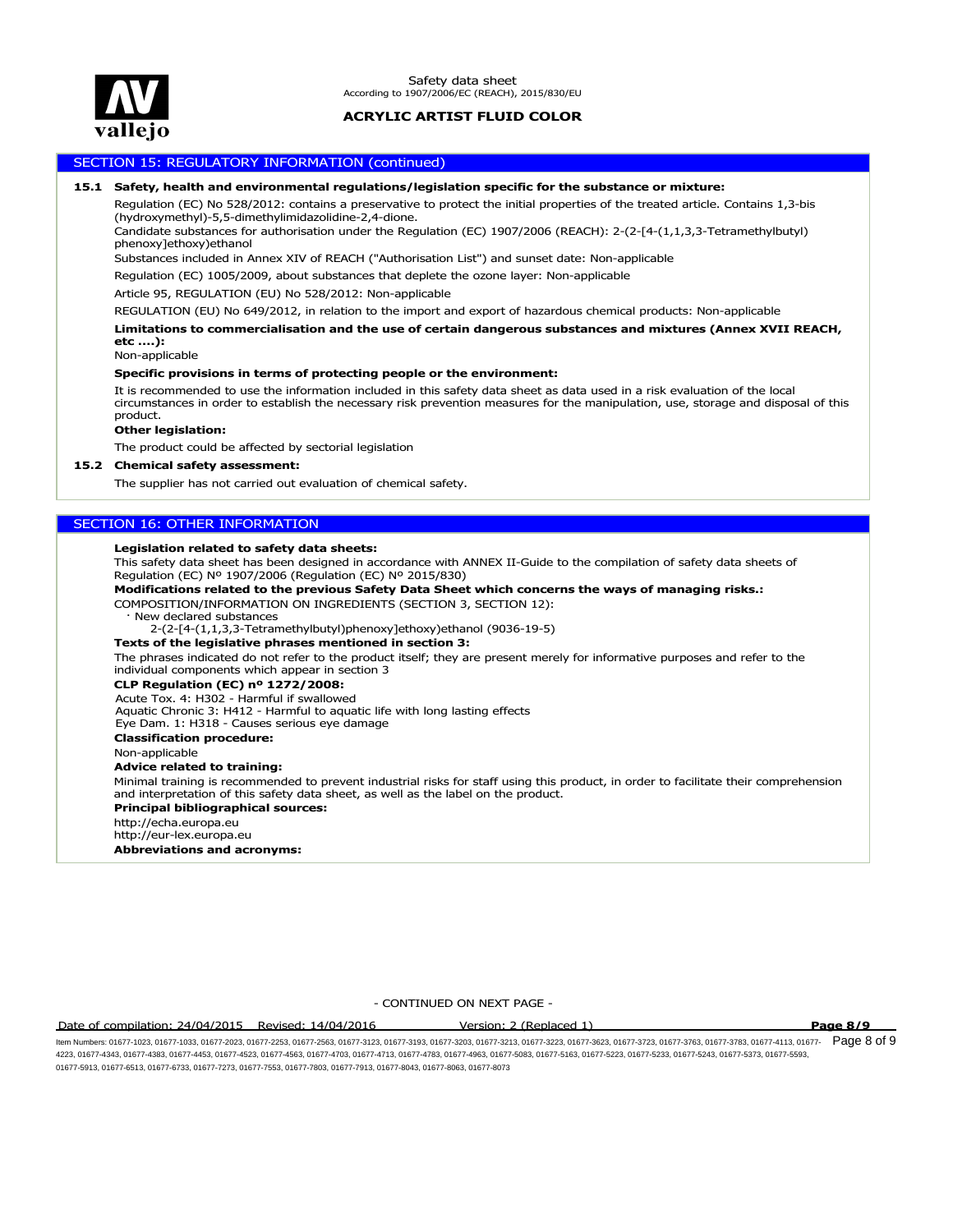## SECTION 15: REGULATORY INFORMATION (continued)

**15.1 Safety, health and environmental regulations/legislation specific for the substance or mixture:**

Regulation (EC) No 528/2012: contains a preservative to protect the initial properties of the treated article. Contains 1,3-bis (hydroxymethyl)-5,5-dimethylimidazolidine-2,4-dione.

Candidate substances for authorisation under the Regulation (EC) 1907/2006 (REACH): 2-(2-[4-(1,1,3,3-Tetramethylbutyl) phenoxy]ethoxy)ethanol

Substances included in Annex XIV of REACH ("Authorisation List") and sunset date: Non-applicable

Regulation (EC) 1005/2009, about substances that deplete the ozone layer: Non-applicable

Article 95, REGULATION (EU) No 528/2012: Non-applicable

REGULATION (EU) No 649/2012, in relation to the import and export of hazardous chemical products: Non-applicable

**Limitations to commercialisation and the use of certain dangerous substances and mixtures (Annex XVII REACH, etc ....):**

Non-applicable

**Specific provisions in terms of protecting people or the environment:**

It is recommended to use the information included in this safety data sheet as data used in a risk evaluation of the local circumstances in order to establish the necessary risk prevention measures for the manipulation, use, storage and disposal of this product.

**Other legislation:**

The product could be affected by sectorial legislation

**15.2 Chemical safety assessment:**

The supplier has not carried out evaluation of chemical safety.

## SECTION 16: OTHER INFORMATION

**Legislation related to safety data sheets:**

This safety data sheet has been designed in accordance with ANNEX II-Guide to the compilation of safety data sheets of Regulation (EC) Nº 1907/2006 (Regulation (EC) Nº 2015/830)

**Modifications related to the previous Safety Data Sheet which concerns the ways of managing risks.:**

COMPOSITION/INFORMATION ON INGREDIENTS (SECTION 3, SECTION 12):

· New declared substances

2-(2-[4-(1,1,3,3-Tetramethylbutyl)phenoxy]ethoxy)ethanol (9036-19-5)

**Texts of the legislative phrases mentioned in section 3:**

The phrases indicated do not refer to the product itself; they are present merely for informative purposes and refer to the individual components which appear in section 3

**CLP Regulation (EC) nº 1272/2008:**

Acute Tox. 4: H302 - Harmful if swallowed
Aquatic Chronic 3: H412 - Harmful to aquatic life with long lasting effects
Eye Dam. 1: H318 - Causes serious eye damage

**Classification procedure:**

Non-applicable

**Advice related to training:**

Minimal training is recommended to prevent industrial risks for staff using this product, in order to facilitate their comprehension and interpretation of this safety data sheet, as well as the label on the product.

**Principal bibliographical sources:**

http://echa.europa.eu
http://eur-lex.europa.eu

**Abbreviations and acronyms:**

- CONTINUED ON NEXT PAGE -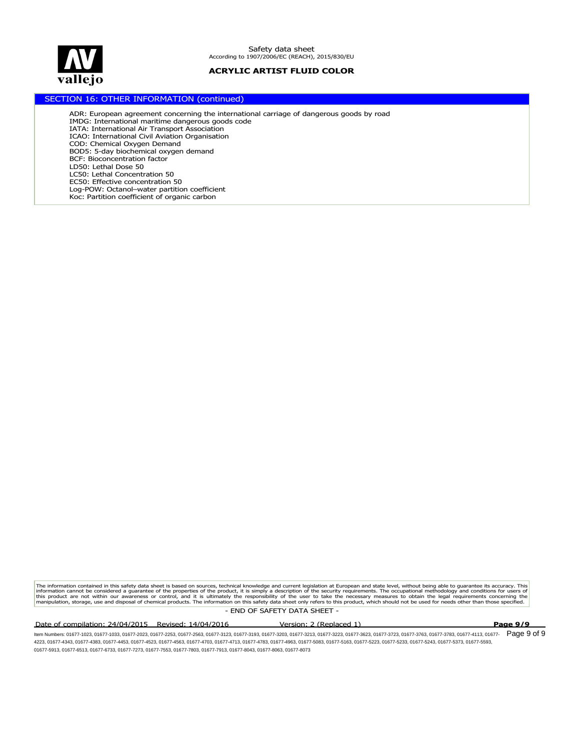## SECTION 16: OTHER INFORMATION (continued)

ADR: European agreement concerning the international carriage of dangerous goods by road
IMDG: International maritime dangerous goods code
IATA: International Air Transport Association
ICAO: International Civil Aviation Organisation
COD: Chemical Oxygen Demand
BOD5: 5-day biochemical oxygen demand
BCF: Bioconcentration factor
LD50: Lethal Dose 50
LC50: Lethal Concentration 50
EC50: Effective concentration 50
Log-POW: Octanol–water partition coefficient
Koc: Partition coefficient of organic carbon

The information contained in this safety data sheet is based on sources, technical knowledge and current legislation at European and state level, without being able to guarantee its accuracy. This information cannot be considered a guarantee of the properties of the product, it is simply a description of the security requirements. The occupational methodology and conditions for users of this product are not within our awareness or control, and it is ultimately the responsibility of the user to take the necessary measures to obtain the legal requirements concerning the manipulation, storage, use and disposal of chemical products. The information on this safety data sheet only refers to this product, which should not be used for needs other than those specified.

- END OF SAFETY DATA SHEET -

Date of compilation: 24/04/2015 Revised: 14/04/2016 Version: 2 (Replaced 1)

Item Numbers: 01677-1023, 01677-1033, 01677-2023, 01677-2253, 01677-2563, 01677-3123, 01677-3193, 01677-3203, 01677-3213, 01677-3223, 01677-3623, 01677-3723, 01677-3763, 01677-3783, 01677-4113, 01677-4223, 01677-4343, 01677-4383, 01677-4453, 01677-4523, 01677-4563, 01677-4703, 01677-4713, 01677-4783, 01677-4963, 01677-5083, 01677-5163, 01677-5223, 01677-5233, 01677-5243, 01677-5373, 01677-5593, 01677-5913, 01677-6513, 01677-6733, 01677-7273, 01677-7553, 01677-7803, 01677-7913, 01677-8043, 01677-8063, 01677-8073